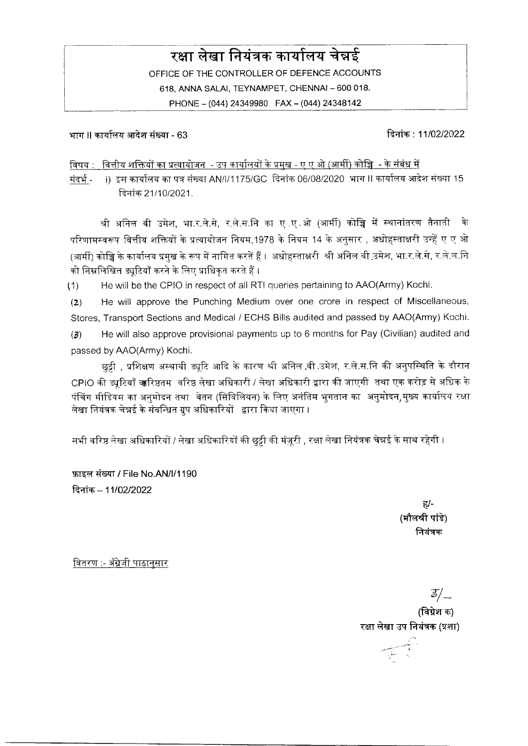# रक्षा लेखा नियंत्रक कार्यालय चेन्नई

OFFICE OF THE CONTROLLER OF DEFENCE ACCOUNTS
618, ANNA SALAI, TEYNAMPET, CHENNAI – 600 018.
PHONE – (044) 24349980 FAX – (044) 24348142

भाग II कार्यालय आदेश संख्या - 63 दिनांक : 11/02/2022

विषय : वित्तीय शक्तियों का प्रत्यायोजन - उप कार्यालयों के प्रमुख - ए ए ओ (आर्मी) कोच्चि - के संबंध में

संदर्भ - i) इस कार्यालय का पत्र संख्या AN/I/1175/GC दिनांक 06/08/2020 भाग II कार्यालय आदेश संख्या 15 दिनांक 21/10/2021.

श्री अनिल वी उमेश, भा.र.ले.से, र.ले.स.नि का ए.ए.ओ (आर्मी) कोच्चि में स्थानांतरण तैनाती के परिणामस्वरूप वित्तीय शक्तियों के प्रत्यायोजन नियम,1978 के नियम 14 के अनुसार , अधोहस्ताक्षरी उन्हें ए ए ओ (आर्मी) कोच्चि के कार्यालय प्रमुख के रूप में नामित करते हैं। अधोहस्ताक्षरी श्री अनिल वी उमेश, भा.र.ले.से, र.ले.स.नि को निम्नलिखित ड्यूटियाँ करने के लिए प्राधिकृत करते हैं।

(1) He will be the CPIO in respect of all RTI queries pertaining to AAO(Army) Kochi.

(2) He will approve the Punching Medium over one crore in respect of Miscellaneous, Stores, Transport Sections and Medical / ECHS Bills audited and passed by AAO(Army) Kochi.

(3) He will also approve provisional payments up to 6 months for Pay (Civilian) audited and passed by AAO(Army) Kochi.

छुट्टी , प्रशिक्षण अस्थायी ड्यूटि आदि के कारण श्री अनिल वी उमेश, र.ले.स.नि की अनुपस्थिति के दौरान CPIO की ड्यूटियाँ वरिष्ठतम वरिष्ठ लेखा अधिकारी / लेखा अधिकारी द्वारा की जाएगी तथा एक करोड़ से अधिक के पंचिंग मीडियम का अनुमोदन तथा वेतन (सिविलियन) के लिए अनंतिम भुगतान का अनुमोदन,मुख्य कार्यालय रक्षा लेखा नियंत्रक चेन्नई के संबन्धित ग्रुप अधिकारियों द्वारा किया जाएगा।

सभी वरिष्ठ लेखा अधिकारियों / लेखा अधिकारियों की छुट्टी की मंज़ूरी , रक्षा लेखा नियंत्रक चेन्नई के साथ रहेगी।

फ़ाइल संख्या / File No.AN/I/1190
दिनांक – 11/02/2022

ह/-
(मौलश्री पांडे)
नियंत्रक

वितरण :- अँग्रेजी पाठानुसार

ह/-
(विग्नेश क)
रक्षा लेखा उप नियंत्रक (प्रशा)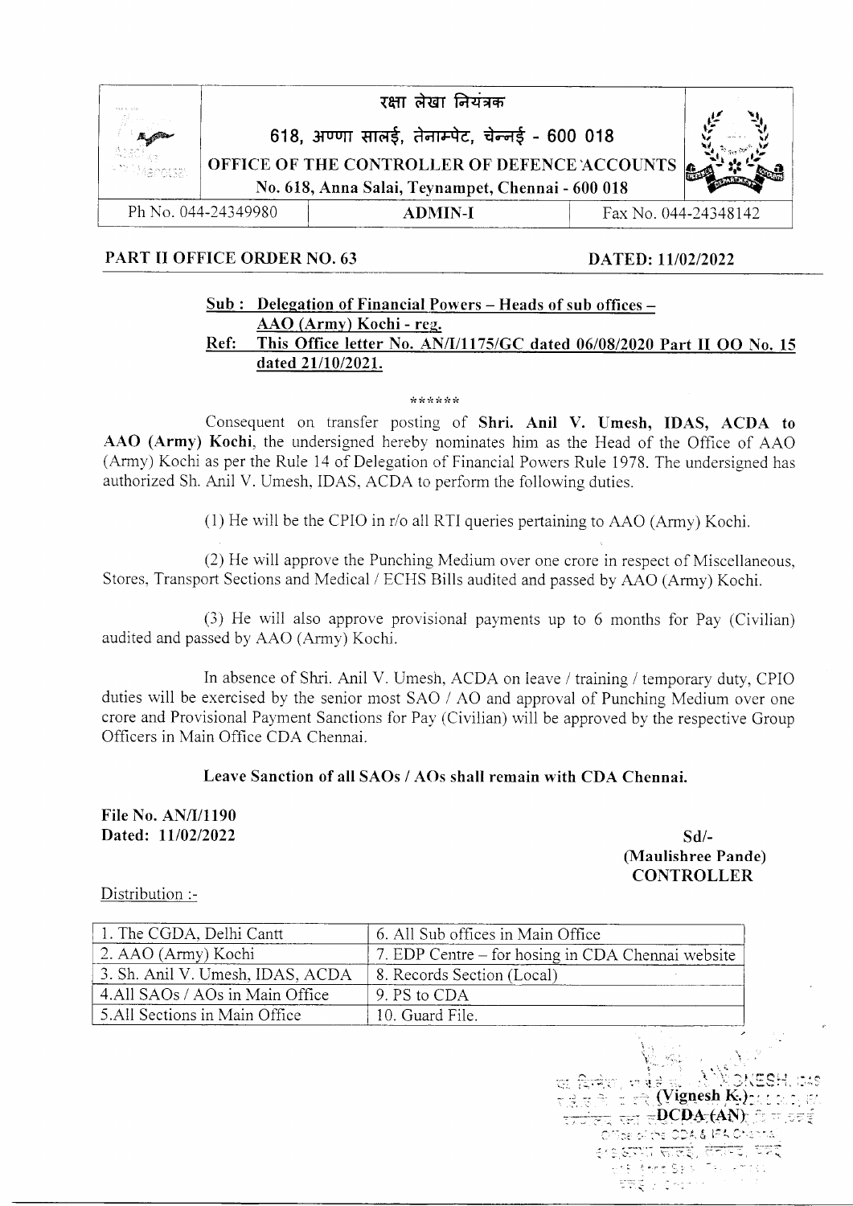| | | |
|---|---|---|
| | रक्षा लेखा नियंत्रक<br>618, अण्णा सालई, तेनाम्पेट, चेन्नई - 600 018<br>**OFFICE OF THE CONTROLLER OF DEFENCE ACCOUNTS**<br>**No. 618, Anna Salai, Teynampet, Chennai - 600 018** | |
| Ph No. 044-24349980 | **ADMIN-I** | Fax No. 044-24348142 |

**PART II OFFICE ORDER NO. 63** **DATED: 11/02/2022**

**Sub : Delegation of Financial Powers – Heads of sub offices – AAO (Army) Kochi - reg.**

**Ref: This Office letter No. AN/I/1175/GC dated 06/08/2020 Part II OO No. 15 dated 21/10/2021.**

******

Consequent on transfer posting of **Shri. Anil V. Umesh, IDAS, ACDA to AAO (Army) Kochi**, the undersigned hereby nominates him as the Head of the Office of AAO (Army) Kochi as per the Rule 14 of Delegation of Financial Powers Rule 1978. The undersigned has authorized Sh. Anil V. Umesh, IDAS, ACDA to perform the following duties.

(1) He will be the CPIO in r/o all RTI queries pertaining to AAO (Army) Kochi.

(2) He will approve the Punching Medium over one crore in respect of Miscellaneous, Stores, Transport Sections and Medical / ECHS Bills audited and passed by AAO (Army) Kochi.

(3) He will also approve provisional payments up to 6 months for Pay (Civilian) audited and passed by AAO (Army) Kochi.

In absence of Shri. Anil V. Umesh, ACDA on leave / training / temporary duty, CPIO duties will be exercised by the senior most SAO / AO and approval of Punching Medium over one crore and Provisional Payment Sanctions for Pay (Civilian) will be approved by the respective Group Officers in Main Office CDA Chennai.

**Leave Sanction of all SAOs / AOs shall remain with CDA Chennai.**

**File No. AN/I/1190**
**Dated: 11/02/2022**

Sd/-
**(Maulishree Pande)**
**CONTROLLER**

Distribution :-

| | |
|---|---|
| 1. The CGDA, Delhi Cantt | 6. All Sub offices in Main Office |
| 2. AAO (Army) Kochi | 7. EDP Centre – for hosing in CDA Chennai website |
| 3. Sh. Anil V. Umesh, IDAS, ACDA | 8. Records Section (Local) |
| 4.All SAOs / AOs in Main Office | 9. PS to CDA |
| 5.All Sections in Main Office | 10. Guard File. |

(Vignesh K.)
DCDA (AN)
Office of the CDA & IFA Chennai